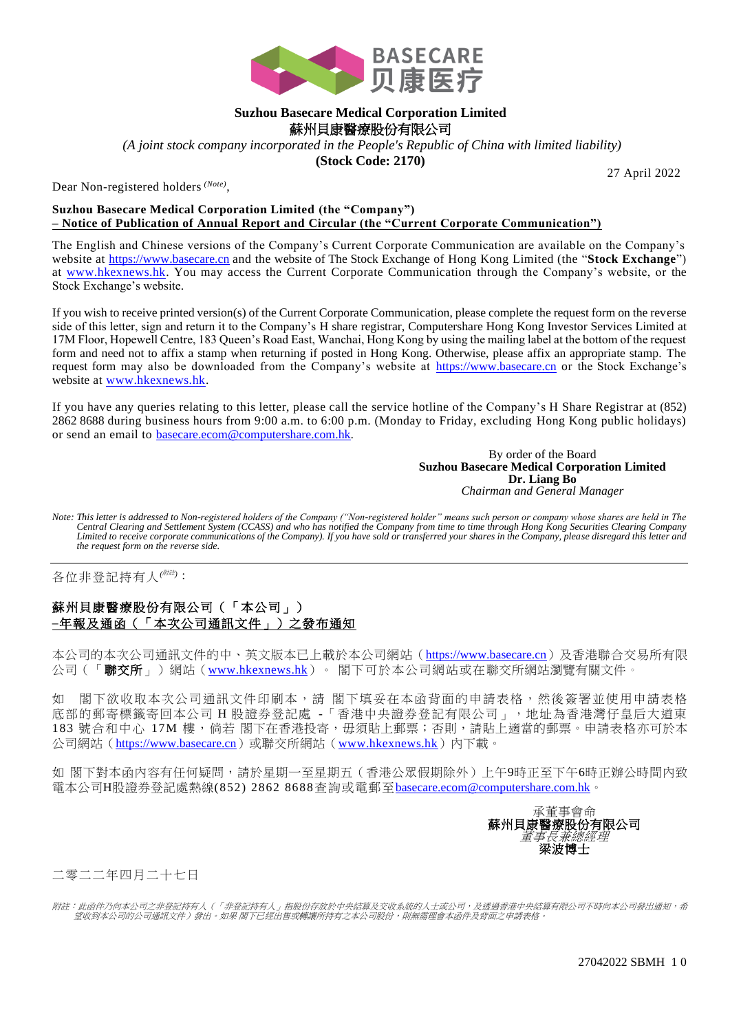BASECARE 贝康医疗

**Suzhou Basecare Medical Corporation Limited**
**蘇州貝康醫療股份有限公司**
*(A joint stock company incorporated in the People's Republic of China with limited liability)*
**(Stock Code: 2170)**

27 April 2022

Dear Non-registered holders *(Note)*,

**Suzhou Basecare Medical Corporation Limited (the "Company")**
**– Notice of Publication of Annual Report and Circular (the "Current Corporate Communication")**

The English and Chinese versions of the Company's Current Corporate Communication are available on the Company's website at https://www.basecare.cn and the website of The Stock Exchange of Hong Kong Limited (the "**Stock Exchange**") at www.hkexnews.hk. You may access the Current Corporate Communication through the Company's website, or the Stock Exchange's website.

If you wish to receive printed version(s) of the Current Corporate Communication, please complete the request form on the reverse side of this letter, sign and return it to the Company's H share registrar, Computershare Hong Kong Investor Services Limited at 17M Floor, Hopewell Centre, 183 Queen's Road East, Wanchai, Hong Kong by using the mailing label at the bottom of the request form and need not to affix a stamp when returning if posted in Hong Kong. Otherwise, please affix an appropriate stamp. The request form may also be downloaded from the Company's website at https://www.basecare.cn or the Stock Exchange's website at www.hkexnews.hk.

If you have any queries relating to this letter, please call the service hotline of the Company's H Share Registrar at (852) 2862 8688 during business hours from 9:00 a.m. to 6:00 p.m. (Monday to Friday, excluding Hong Kong public holidays) or send an email to basecare.ecom@computershare.com.hk.

By order of the Board
**Suzhou Basecare Medical Corporation Limited**
**Dr. Liang Bo**
*Chairman and General Manager*

*Note: This letter is addressed to Non-registered holders of the Company ("Non-registered holder" means such person or company whose shares are held in The Central Clearing and Settlement System (CCASS) and who has notified the Company from time to time through Hong Kong Securities Clearing Company Limited to receive corporate communications of the Company). If you have sold or transferred your shares in the Company, please disregard this letter and the request form on the reverse side.*

---

各位非登記持有人*(附註)*：

**蘇州貝康醫療股份有限公司（「本公司」）**
**–年報及通函（「本次公司通訊文件」）之發布通知**

本公司的本次公司通訊文件的中、英文版本已上載於本公司網站（https://www.basecare.cn）及香港聯合交易所有限公司（「**聯交所**」）網站（www.hkexnews.hk）。閣下可於本公司網站或在聯交所網站瀏覽有關文件。

如 閣下欲收取本次公司通訊文件印刷本，請 閣下填妥在本函背面的申請表格，然後簽署並使用申請表格底部的郵寄標籤寄回本公司 H 股證券登記處 -「香港中央證券登記有限公司」，地址為香港灣仔皇后大道東 183 號合和中心 17M 樓，倘若 閣下在香港投寄，毋須貼上郵票；否則，請貼上適當的郵票。申請表格亦可於本公司網站（https://www.basecare.cn）或聯交所網站（www.hkexnews.hk）內下載。

如 閣下對本函內容有任何疑問，請於星期一至星期五（香港公眾假期除外）上午9時正至下午6時正辦公時間內致電本公司H股證券登記處熱線(852) 2862 8688查詢或電郵至basecare.ecom@computershare.com.hk。

承董事會命
**蘇州貝康醫療股份有限公司**
*董事長兼總經理*
**梁波博士**

二零二二年四月二十七日

*附註：此函件乃向本公司之非登記持有人（「非登記持有人」指股份存放於中央結算及交收系統的人士或公司，及透過香港中央結算有限公司不時向本公司發出通知，希望收到本公司的公司通訊文件）發出。如果 閣下已經出售或轉讓所持有之本公司股份，則無需理會本函件及背面之申請表格。*

27042022 SBMH 1 0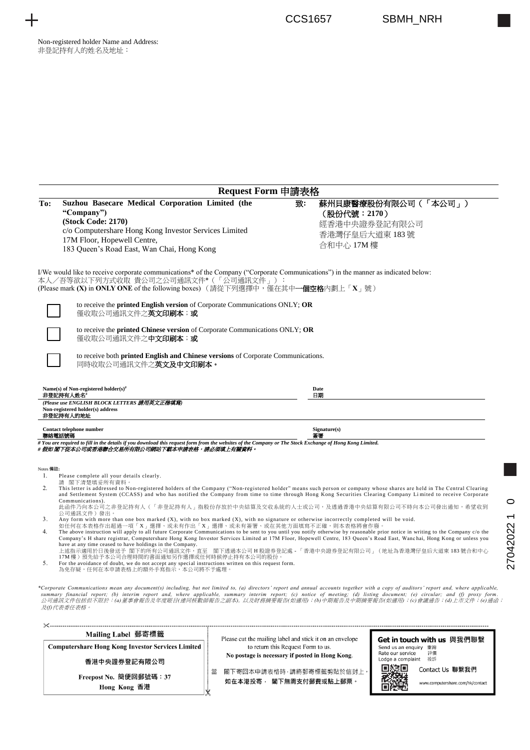Non-registered holder Name and Address:
非登記持有人的姓名及地址：

## Request Form 申請表格

| | | | |
|---|---|---|---|
| **To:** | **Suzhou Basecare Medical Corporation Limited (the "Company")**<br>**(Stock Code: 2170)**<br>c/o Computershare Hong Kong Investor Services Limited<br>17M Floor, Hopewell Centre,<br>183 Queen's Road East, Wan Chai, Hong Kong | **致:** | **蘇州貝康醫療股份有限公司（「本公司」）**<br>**（股份代號：2170）**<br>經香港中央證券登記有限公司<br>香港灣仔皇后大道東 183 號<br>合和中心 17M 樓 |

I/We would like to receive corporate communications* of the Company ("Corporate Communications") in the manner as indicated below:
本人／吾等欲以下列方式收取 貴公司之公司通訊文件*（「公司通訊文件」）：
(Please mark **(X)** in **ONLY ONE** of the following boxes)（請從下列選擇中，僅在其中**一個空格**內劃上「**X**」號）

☐ to receive the **printed English version** of Corporate Communications ONLY; **OR**
僅收取公司通訊文件之**英文印刷本**；**或**

☐ to receive the **printed Chinese version** of Corporate Communications ONLY; **OR**
僅收取公司通訊文件之**中文印刷本**；**或**

☐ to receive both **printed English and Chinese versions** of Corporate Communications.
同時收取公司通訊文件之**英文及中文印刷本**。

| | |
|---|---|
| **Name(s) of Non-registered holder(s)#**<br>**非登記持有人姓名#**<br>***(Please use ENGLISH BLOCK LETTERS 請用英文正楷填寫)*** | **Date**<br>**日期** |
| **Non-registered holder(s) address**<br>**非登記持有人的地址** | |
| **Contact telephone number**<br>**聯絡電話號碼** | **Signature(s)**<br>**簽署** |

***# You are required to fill in the details if you download this request form from the websites of the Company or The Stock Exchange of Hong Kong Limited.***
***# 假如 閣下從本公司或香港聯合交易所有限公司網站下載本申請表格，請必須填上有關資料。***

Notes 備註:

1. Please complete all your details clearly.
   請 閣下清楚填妥所有資料。
2. This letter is addressed to Non-registered holders of the Company ("Non-registered holder" means such person or company whose shares are held in The Central Clearing and Settlement System (CCASS) and who has notified the Company from time to time through Hong Kong Securities Clearing Company Limited to receive Corporate Communications).
   此函件乃向本公司之非登記持有人（「非登記持有人」指股份存放於中央結算及交收系統的人士或公司，及透過香港中央結算有限公司不時向本公司發出通知，希望收到公司通訊文件）發出。
3. Any form with more than one box marked (X), with no box marked (X), with no signature or otherwise incorrectly completed will be void.
   如任何在本表格作出超過一項「X」選擇、或未有作出「X」選擇、或未有簽署、或在其他方面填寫不正確，則本表格將會作廢。
4. The above instruction will apply to all future Corporate Communications to be sent to you until you notify otherwise by reasonable prior notice in writing to the Company c/o the Company's H share registrar, Computershare Hong Kong Investor Services Limited at 17M Floor, Hopewell Centre, 183 Queen's Road East, Wanchai, Hong Kong or unless you have at any time ceased to have holdings in the Company.
   上述指示適用於日後發送予 閣下的所有公司通訊文件，直至 閣下透過本公司 H 股證券登記處 -「香港中央證券登記有限公司」（地址為香港灣仔皇后大道東 183 號合和中心 17M 樓）預先給予本公司合理時間的書面通知另作選擇或任何時候停止持有本公司的股份。
5. For the avoidance of doubt, we do not accept any special instructions written on this request form.
   為免存疑，任何在本申請表格上的額外手寫指示，本公司將不予處理。

*\*Corporate Communications mean any document(s) including, but not limited to, (a) directors' report and annual accounts together with a copy of auditors' report and, where applicable, summary financial report; (b) interim report and, where applicable, summary interim report; (c) notice of meeting; (d) listing document; (e) circular; and (f) proxy form.*
*公司通訊文件包括但不限於：(a)董事會報告及年度賬目(連同核數師報告之副本)，以及財務摘要報告(如適用)；(b)中期報告及中期摘要報告(如適用)；(c)會議通告；(d)上市文件；(e)通函；及(f)代表委任表格。*

---

**Mailing Label 郵寄標籤**
**Computershare Hong Kong Investor Services Limited**
**香港中央證券登記有限公司**
**Freepost No. 簡便回郵號碼：37**
**Hong Kong 香港**

Please cut the mailing label and stick it on an envelope to return this Request Form to us.
**No postage is necessary if posted in Hong Kong.**
當 閣下寄回本申請表格時，請將郵寄標籤剪貼於信封上。
**如在本港投寄， 閣下無需支付郵費或貼上郵票。**

**Get in touch with us 與我們聯繫**
Send us an enquiry 查詢
Rate our service 評價
Lodge a complaint 投訴
Contact Us 聯繫我們
www.computershare.com/hk/contact